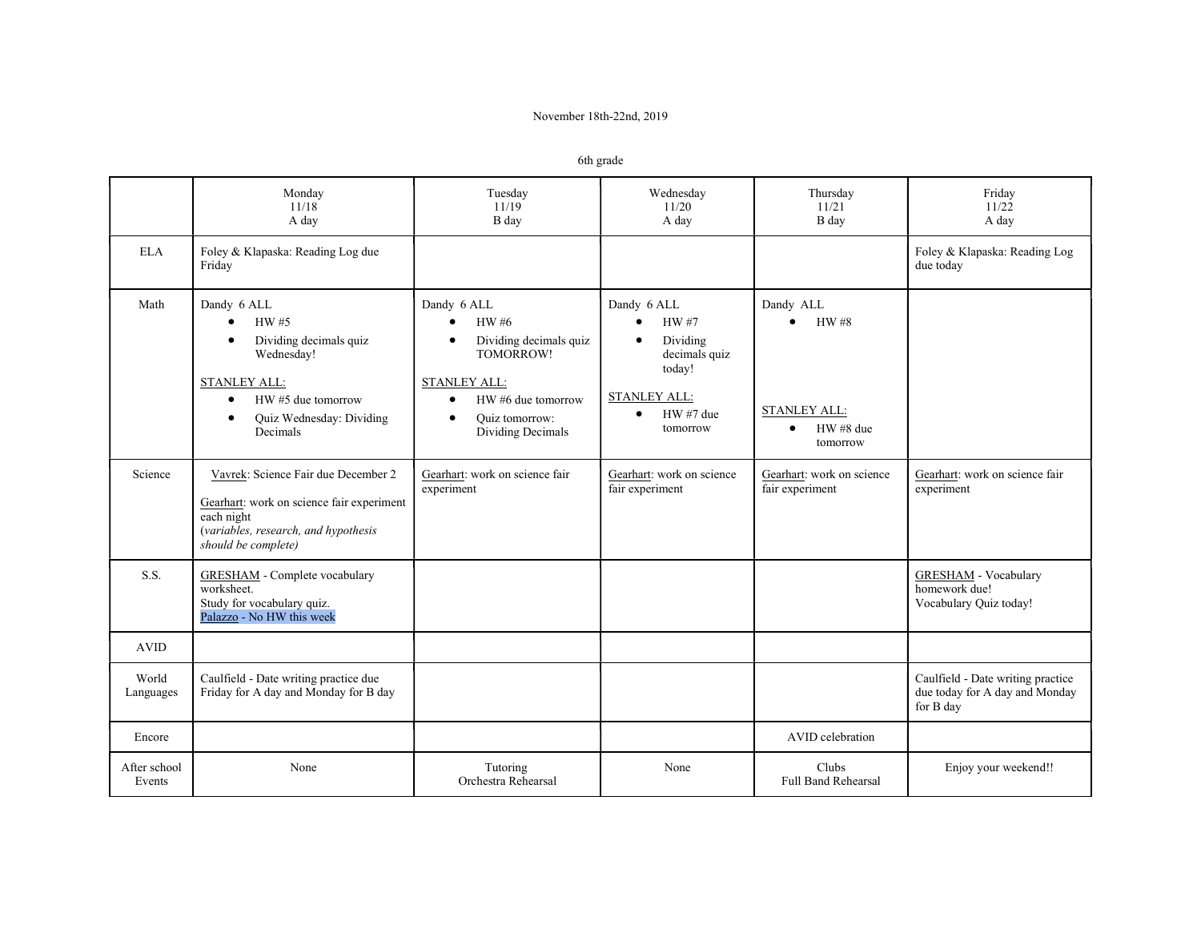November 18th-22nd, 2019

6th grade

| | Monday<br>11/18<br>A day | Tuesday<br>11/19<br>B day | Wednesday<br>11/20<br>A day | Thursday<br>11/21<br>B day | Friday<br>11/22<br>A day |
|---|---|---|---|---|---|
| ELA | Foley & Klapaska: Reading Log due Friday | | | | Foley & Klapaska: Reading Log due today |
| Math | Dandy 6 ALL<br>• HW #5<br>• Dividing decimals quiz Wednesday!<br><br>STANLEY ALL:<br>• HW #5 due tomorrow<br>• Quiz Wednesday: Dividing Decimals | Dandy 6 ALL<br>• HW #6<br>• Dividing decimals quiz TOMORROW!<br><br>STANLEY ALL:<br>• HW #6 due tomorrow<br>• Quiz tomorrow: Dividing Decimals | Dandy 6 ALL<br>• HW #7<br>• Dividing decimals quiz today!<br><br>STANLEY ALL:<br>• HW #7 due tomorrow | Dandy ALL<br>• HW #8<br><br>STANLEY ALL:<br>• HW #8 due tomorrow | |
| Science | Vavrek: Science Fair due December 2<br><br>Gearhart: work on science fair experiment each night<br>(*variables, research, and hypothesis should be complete)* | Gearhart: work on science fair experiment | Gearhart: work on science fair experiment | Gearhart: work on science fair experiment | Gearhart: work on science fair experiment |
| S.S. | GRESHAM - Complete vocabulary worksheet.<br>Study for vocabulary quiz.<br>Palazzo - No HW this week | | | | GRESHAM - Vocabulary homework due!<br>Vocabulary Quiz today! |
| AVID | | | | | |
| World Languages | Caulfield - Date writing practice due Friday for A day and Monday for B day | | | | Caulfield - Date writing practice due today for A day and Monday for B day |
| Encore | | | | AVID celebration | |
| After school Events | None | Tutoring<br>Orchestra Rehearsal | None | Clubs<br>Full Band Rehearsal | Enjoy your weekend!! |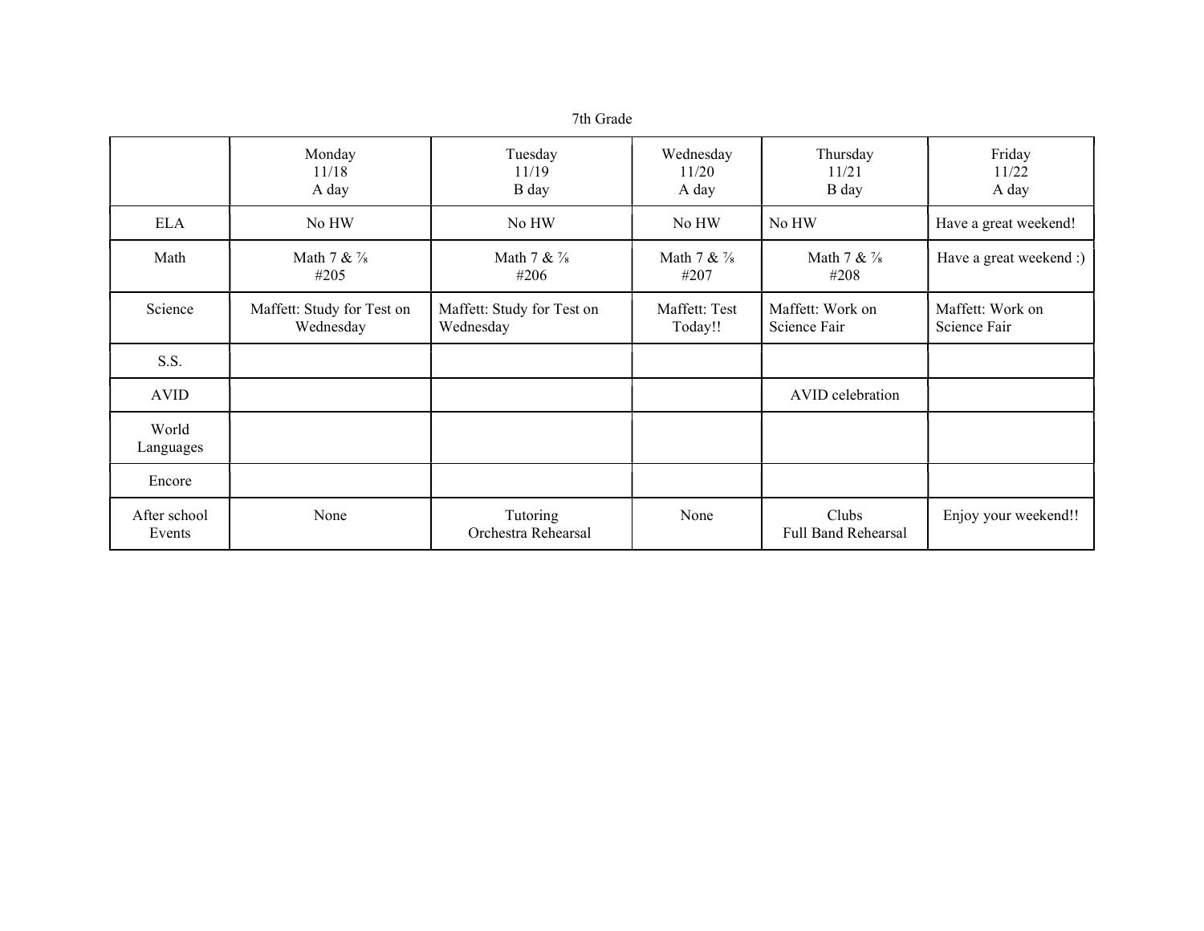7th Grade

| | Monday 11/18 A day | Tuesday 11/19 B day | Wednesday 11/20 A day | Thursday 11/21 B day | Friday 11/22 A day |
|---|---|---|---|---|---|
| ELA | No HW | No HW | No HW | No HW | Have a great weekend! |
| Math | Math 7 & ⅞ #205 | Math 7 & ⅞ #206 | Math 7 & ⅞ #207 | Math 7 & ⅞ #208 | Have a great weekend :) |
| Science | Maffett: Study for Test on Wednesday | Maffett: Study for Test on Wednesday | Maffett: Test Today!! | Maffett: Work on Science Fair | Maffett: Work on Science Fair |
| S.S. | | | | | |
| AVID | | | | AVID celebration | |
| World Languages | | | | | |
| Encore | | | | | |
| After school Events | None | Tutoring Orchestra Rehearsal | None | Clubs Full Band Rehearsal | Enjoy your weekend!! |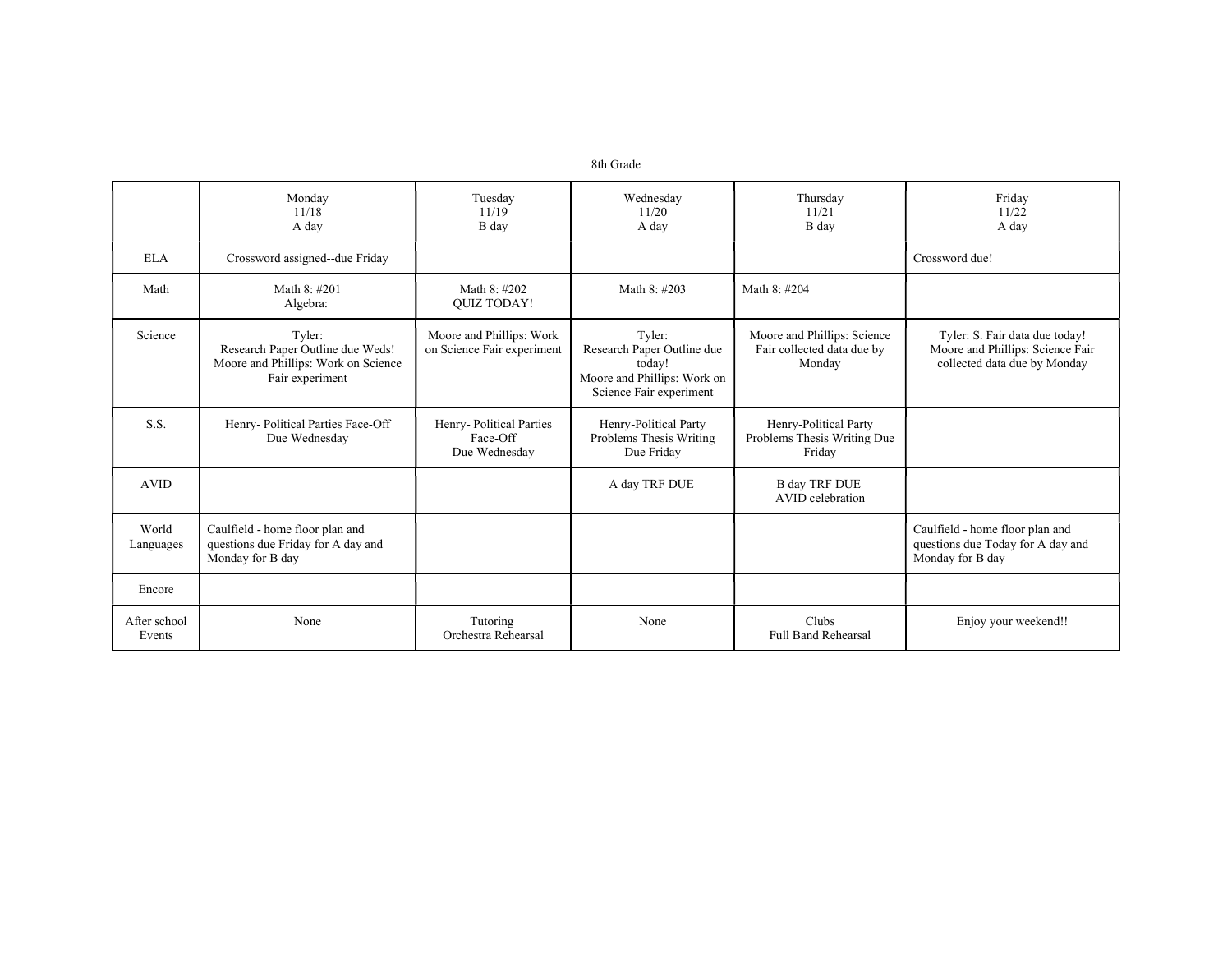8th Grade

| | Monday<br>11/18<br>A day | Tuesday<br>11/19<br>B day | Wednesday<br>11/20<br>A day | Thursday<br>11/21<br>B day | Friday<br>11/22<br>A day |
|---|---|---|---|---|---|
| ELA | Crossword assigned--due Friday | | | | Crossword due! |
| Math | Math 8: #201<br>Algebra: | Math 8: #202<br>QUIZ TODAY! | Math 8: #203 | Math 8: #204 | |
| Science | Tyler:<br>Research Paper Outline due Weds!<br>Moore and Phillips: Work on Science Fair experiment | Moore and Phillips: Work on Science Fair experiment | Tyler:<br>Research Paper Outline due today!<br>Moore and Phillips: Work on Science Fair experiment | Moore and Phillips: Science Fair collected data due by Monday | Tyler: S. Fair data due today!<br>Moore and Phillips: Science Fair collected data due by Monday |
| S.S. | Henry- Political Parties Face-Off Due Wednesday | Henry- Political Parties Face-Off<br>Due Wednesday | Henry-Political Party Problems Thesis Writing Due Friday | Henry-Political Party Problems Thesis Writing Due Friday | |
| AVID | | | A day TRF DUE | B day TRF DUE<br>AVID celebration | |
| World Languages | Caulfield - home floor plan and questions due Friday for A day and Monday for B day | | | | Caulfield - home floor plan and questions due Today for A day and Monday for B day |
| Encore | | | | | |
| After school Events | None | Tutoring<br>Orchestra Rehearsal | None | Clubs<br>Full Band Rehearsal | Enjoy your weekend!! |